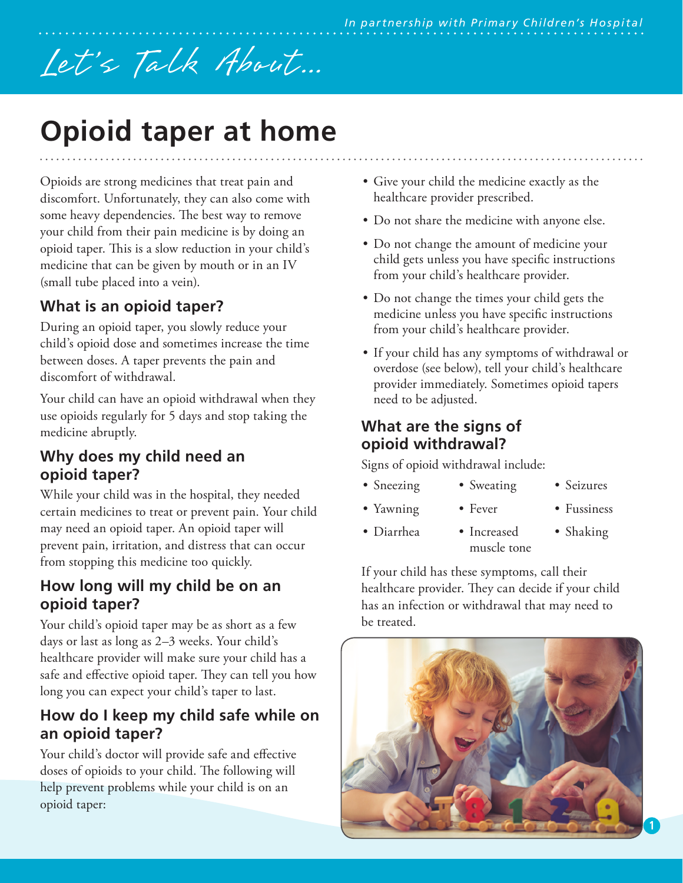# Opioid taper at home

Opioids are strong medicines that treat pain and discomfort. Unfortunately, they can also come with some heavy dependencies. The best way to remove your child from their pain medicine is by doing an opioid taper. This is a slow reduction in your child's medicine that can be given by mouth or in an IV (small tube placed into a vein).

## What is an opioid taper?

During an opioid taper, you slowly reduce your child's opioid dose and sometimes increase the time between doses. A taper prevents the pain and discomfort of withdrawal.

Your child can have an opioid withdrawal when they use opioids regularly for 5 days and stop taking the medicine abruptly.

## Why does my child need an opioid taper?

While your child was in the hospital, they needed certain medicines to treat or prevent pain. Your child may need an opioid taper. An opioid taper will prevent pain, irritation, and distress that can occur from stopping this medicine too quickly.

## How long will my child be on an opioid taper?

Your child's opioid taper may be as short as a few days or last as long as 2–3 weeks. Your child's healthcare provider will make sure your child has a safe and effective opioid taper. They can tell you how long you can expect your child's taper to last.

## How do I keep my child safe while on an opioid taper?

Your child's doctor will provide safe and effective doses of opioids to your child. The following will help prevent problems while your child is on an opioid taper:

- Give your child the medicine exactly as the healthcare provider prescribed.
- Do not share the medicine with anyone else.
- Do not change the amount of medicine your child gets unless you have specific instructions from your child's healthcare provider.
- Do not change the times your child gets the medicine unless you have specific instructions from your child's healthcare provider.
- If your child has any symptoms of withdrawal or overdose (see below), tell your child's healthcare provider immediately. Sometimes opioid tapers need to be adjusted.

## What are the signs of opioid withdrawal?

Signs of opioid withdrawal include:

- Sneezing
- Yawning
- Diarrhea
- Sweating
- Fever
- Increased muscle tone
- Seizures
- Fussiness
- Shaking

If your child has these symptoms, call their healthcare provider. They can decide if your child has an infection or withdrawal that may need to be treated.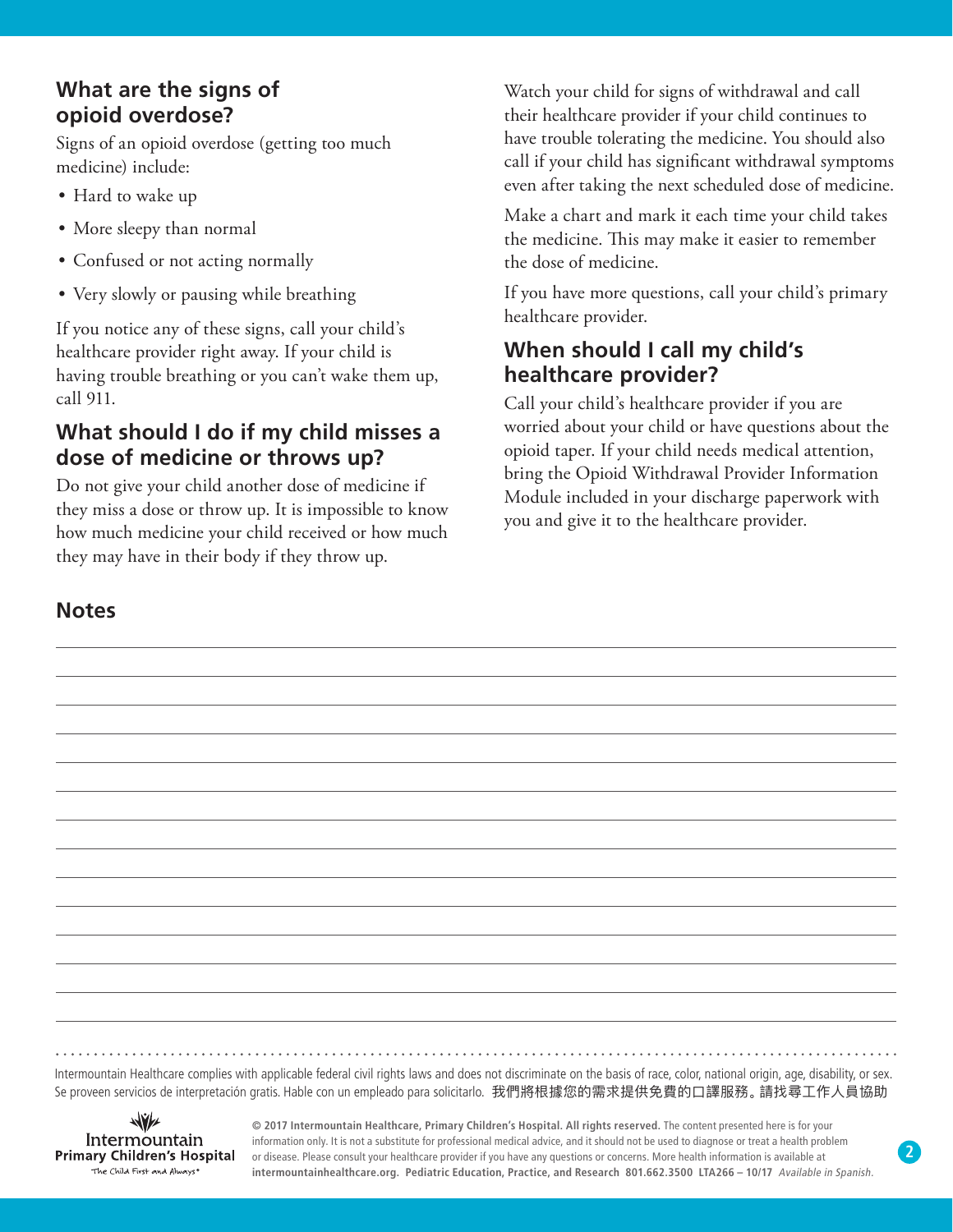## What are the signs of opioid overdose?

Signs of an opioid overdose (getting too much medicine) include:

- Hard to wake up
- More sleepy than normal
- Confused or not acting normally
- Very slowly or pausing while breathing

If you notice any of these signs, call your child's healthcare provider right away. If your child is having trouble breathing or you can't wake them up, call 911.

## What should I do if my child misses a dose of medicine or throws up?

Do not give your child another dose of medicine if they miss a dose or throw up. It is impossible to know how much medicine your child received or how much they may have in their body if they throw up.

Watch your child for signs of withdrawal and call their healthcare provider if your child continues to have trouble tolerating the medicine. You should also call if your child has significant withdrawal symptoms even after taking the next scheduled dose of medicine.

Make a chart and mark it each time your child takes the medicine. This may make it easier to remember the dose of medicine.

If you have more questions, call your child's primary healthcare provider.

## When should I call my child's healthcare provider?

Call your child's healthcare provider if you are worried about your child or have questions about the opioid taper. If your child needs medical attention, bring the Opioid Withdrawal Provider Information Module included in your discharge paperwork with you and give it to the healthcare provider.

## Notes

Intermountain Healthcare complies with applicable federal civil rights laws and does not discriminate on the basis of race, color, national origin, age, disability, or sex. Se proveen servicios de interpretación gratis. Hable con un empleado para solicitarlo. 我們將根據您的需求提供免費的口譯服務。請找尋工作人員協助

Intermountain Primary Children's Hospital
The Child First and Always®

**© 2017 Intermountain Healthcare, Primary Children's Hospital. All rights reserved.** The content presented here is for your information only. It is not a substitute for professional medical advice, and it should not be used to diagnose or treat a health problem or disease. Please consult your healthcare provider if you have any questions or concerns. More health information is available at **intermountainhealthcare.org. Pediatric Education, Practice, and Research 801.662.3500 LTA266 – 10/17** *Available in Spanish.*